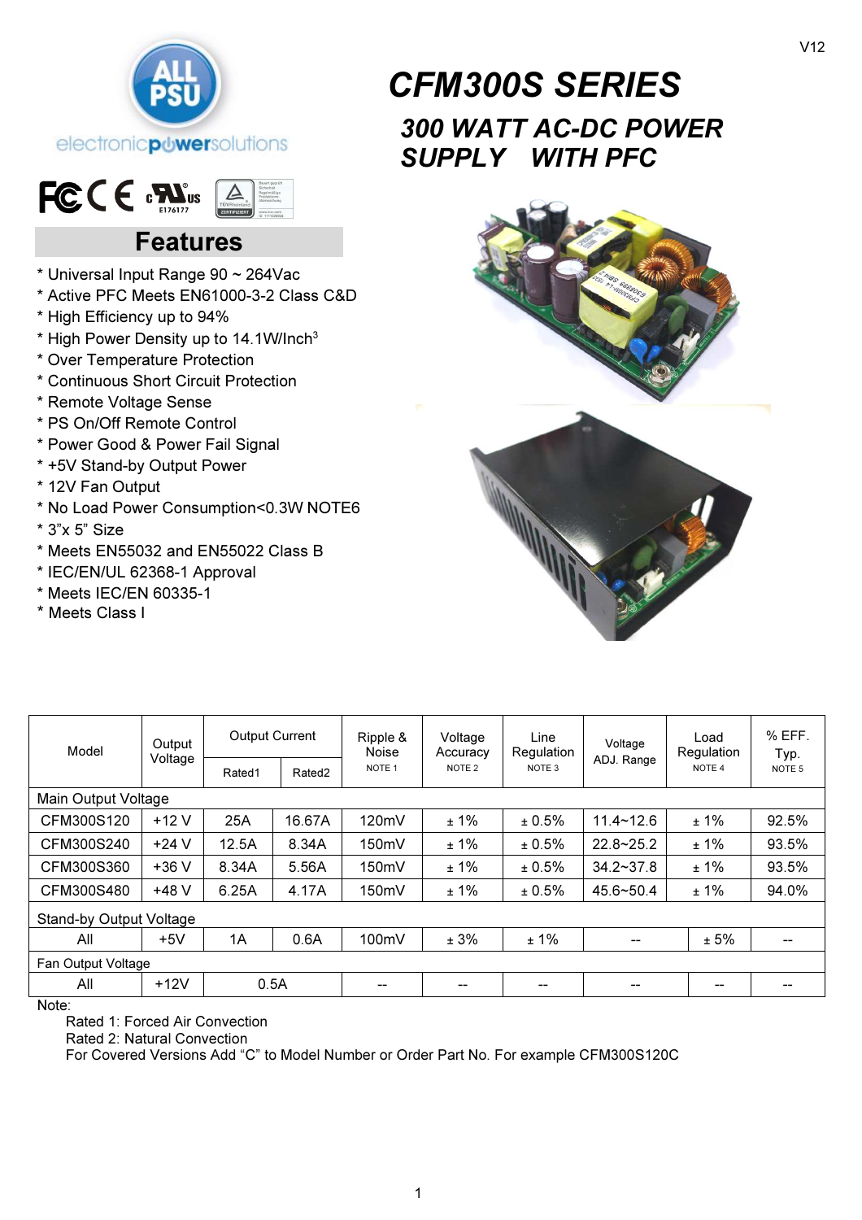V12

# CFM300S SERIES

## 300 WATT AC-DC POWER SUPPLY WITH PFC

## Features

* Universal Input Range 90 ~ 264Vac
* Active PFC Meets EN61000-3-2 Class C&D
* High Efficiency up to 94%
* High Power Density up to 14.1W/Inch$^3$
* Over Temperature Protection
* Continuous Short Circuit Protection
* Remote Voltage Sense
* PS On/Off Remote Control
* Power Good & Power Fail Signal
* +5V Stand-by Output Power
* 12V Fan Output
* No Load Power Consumption<0.3W NOTE6
* 3"x 5" Size
* Meets EN55032 and EN55022 Class B
* IEC/EN/UL 62368-1 Approval
* Meets IEC/EN 60335-1
* Meets Class I

| Model | Output Voltage | Output Current | | Ripple & Noise NOTE 1 | Voltage Accuracy NOTE 2 | Line Regulation NOTE 3 | Voltage ADJ. Range | Load Regulation NOTE 4 | % EFF. Typ. NOTE 5 |
|---|---|---|---|---|---|---|---|---|---|
| | | Rated1 | Rated2 | | | | | | |
| Main Output Voltage | | | | | | | | | |
| CFM300S120 | +12 V | 25A | 16.67A | 120mV | ± 1% | ± 0.5% | 11.4~12.6 | ± 1% | 92.5% |
| CFM300S240 | +24 V | 12.5A | 8.34A | 150mV | ± 1% | ± 0.5% | 22.8~25.2 | ± 1% | 93.5% |
| CFM300S360 | +36 V | 8.34A | 5.56A | 150mV | ± 1% | ± 0.5% | 34.2~37.8 | ± 1% | 93.5% |
| CFM300S480 | +48 V | 6.25A | 4.17A | 150mV | ± 1% | ± 0.5% | 45.6~50.4 | ± 1% | 94.0% |
| Stand-by Output Voltage | | | | | | | | | |
| All | +5V | 1A | 0.6A | 100mV | ± 3% | ± 1% | -- | ± 5% | -- |
| Fan Output Voltage | | | | | | | | | |
| All | +12V | 0.5A | | -- | -- | -- | -- | -- | -- |

Note:

Rated 1: Forced Air Convection

Rated 2: Natural Convection

For Covered Versions Add "C" to Model Number or Order Part No. For example CFM300S120C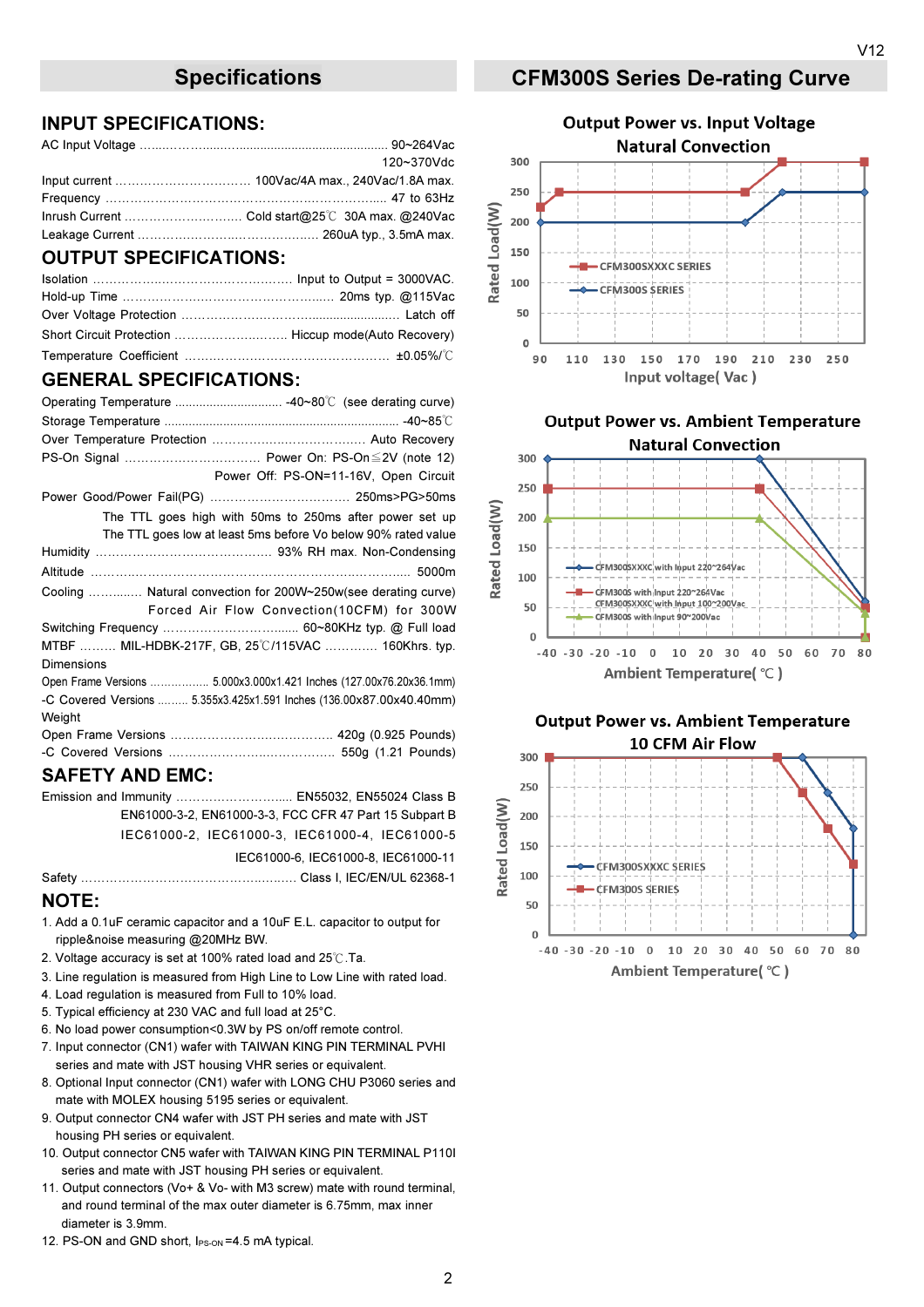## Specifications

### INPUT SPECIFICATIONS:

AC Input Voltage ........................................................................ 90~264Vac
120~370Vdc
Input current ................................ 100Vac/4A max., 240Vac/1.8A max.
Frequency ...................................................................................... 47 to 63Hz
Inrush Current ............................ Cold start@25℃ 30A max. @240Vac
Leakage Current ............................................... 260uA typ., 3.5mA max.

### OUTPUT SPECIFICATIONS:

Isolation .................................................... Input to Output = 3000VAC.
Hold-up Time ...................................................... 20ms typ. @115Vac
Over Voltage Protection ..................................................................... Latch off
Short Circuit Protection ............................. Hiccup mode(Auto Recovery)
Temperature Coefficient ................................................... ±0.05%/℃

### GENERAL SPECIFICATIONS:

Operating Temperature .............................. -40~80℃ (see derating curve)
Storage Temperature ............................................................ -40~85℃
Over Temperature Protection ..................................... Auto Recovery
PS-On Signal ................................ Power On: PS-On≦2V (note 12)
Power Off: PS-ON=11-16V, Open Circuit
Power Good/Power Fail(PG) ................................ 250ms>PG>50ms
The TTL goes high with 50ms to 250ms after power set up
The TTL goes low at least 5ms before Vo below 90% rated value
Humidity ........................................... 93% RH max. Non-Condensing
Altitude .................................................................................. 5000m
Cooling ............... Natural convection for 200W~250w(see derating curve)
Forced Air Flow Convection(10CFM) for 300W
Switching Frequency ........................................ 60~80KHz typ. @ Full load
MTBF ......... MIL-HDBK-217F, GB, 25℃/115VAC ............. 160Khrs. typ.
Dimensions
Open Frame Versions ................. 5.000x3.000x1.421 Inches (127.00x76.20x36.1mm)
-C Covered Versions ......... 5.355x3.425x1.591 Inches (136.00x87.00x40.40mm)
Weight
Open Frame Versions ......................................... 420g (0.925 Pounds)
-C Covered Versions ......................................... 550g (1.21 Pounds)

### SAFETY AND EMC:

Emission and Immunity ............................ EN55032, EN55024 Class B
EN61000-3-2, EN61000-3-3, FCC CFR 47 Part 15 Subpart B
IEC61000-2, IEC61000-3, IEC61000-4, IEC61000-5
IEC61000-6, IEC61000-8, IEC61000-11
Safety ..................................................... Class I, IEC/EN/UL 62368-1

### NOTE:

1. Add a 0.1uF ceramic capacitor and a 10uF E.L. capacitor to output for ripple&noise measuring @20MHz BW.
2. Voltage accuracy is set at 100% rated load and 25℃.Ta.
3. Line regulation is measured from High Line to Low Line with rated load.
4. Load regulation is measured from Full to 10% load.
5. Typical efficiency at 230 VAC and full load at 25°C.
6. No load power consumption<0.3W by PS on/off remote control.
7. Input connector (CN1) wafer with TAIWAN KING PIN TERMINAL PVHI series and mate with JST housing VHR series or equivalent.
8. Optional Input connector (CN1) wafer with LONG CHU P3060 series and mate with MOLEX housing 5195 series or equivalent.
9. Output connector CN4 wafer with JST PH series and mate with JST housing PH series or equivalent.
10. Output connector CN5 wafer with TAIWAN KING PIN TERMINAL P110I series and mate with JST housing PH series or equivalent.
11. Output connectors (Vo+ & Vo- with M3 screw) mate with round terminal, and round terminal of the max outer diameter is 6.75mm, max inner diameter is 3.9mm.
12. PS-ON and GND short, $I_{PS-ON}$ =4.5 mA typical.

## CFM300S Series De-rating Curve

**Output Power vs. Input Voltage**
**Natural Convection**

Rated Load(W) vs. Input voltage( Vac ); series: CFM300SXXXC SERIES, CFM300S SERIES

**Output Power vs. Ambient Temperature**
**Natural Convection**

Rated Load(W) vs. Ambient Temperature( ℃ ); series: CFM300SXXXC with Input 220~264Vac; CFM300S with Input 220~264Vac, CFM300SXXXC with Input 100~200Vac; CFM300S with Input 90~200Vac

**Output Power vs. Ambient Temperature**
**10 CFM Air Flow**

Rated Load(W) vs. Ambient Temperature( ℃ ); series: CFM300SXXXC SERIES, CFM300S SERIES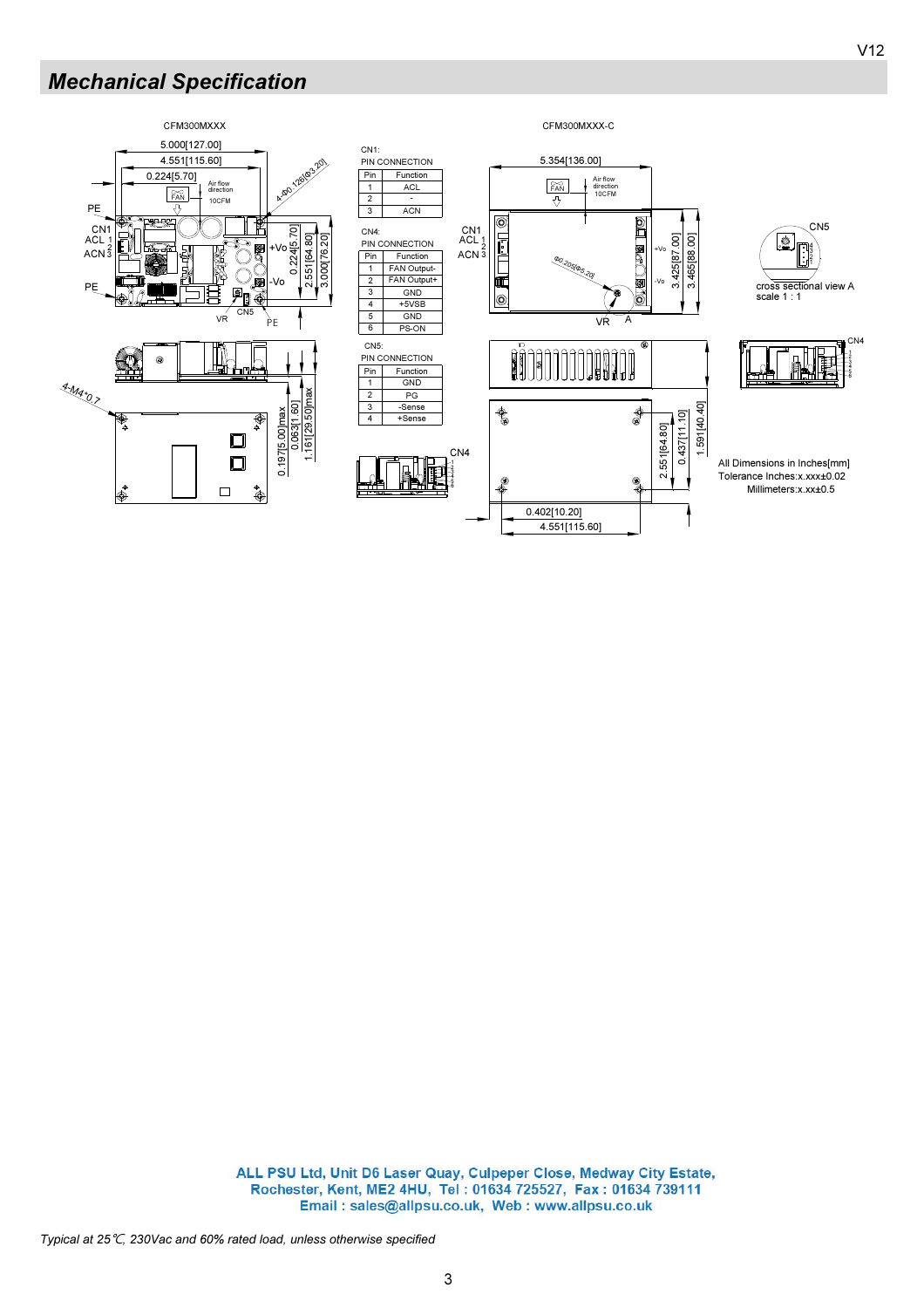## Mechanical Specification

CFM300MXXX

CFM300MXXX-C

**CN1:**
PIN CONNECTION

| Pin | Function |
|---|---|
| 1 | ACL |
| 2 | - |
| 3 | ACN |

**CN4:**
PIN CONNECTION

| Pin | Function |
|---|---|
| 1 | FAN Output- |
| 2 | FAN Output+ |
| 3 | GND |
| 4 | +5VSB |
| 5 | GND |
| 6 | PS-ON |

**CN5:**
PIN CONNECTION

| Pin | Function |
|---|---|
| 1 | GND |
| 2 | PG |
| 3 | -Sense |
| 4 | +Sense |

cross sectional view A
scale 1 : 1

All Dimensions in Inches[mm]
Tolerance Inches:x.xxx±0.02
Millimeters:x.xx±0.5

ALL PSU Ltd, Unit D6 Laser Quay, Culpeper Close, Medway City Estate, Rochester, Kent, ME2 4HU, Tel : 01634 725527, Fax : 01634 739111
Email : sales@allpsu.co.uk, Web : www.allpsu.co.uk

*Typical at 25℃, 230Vac and 60% rated load, unless otherwise specified*